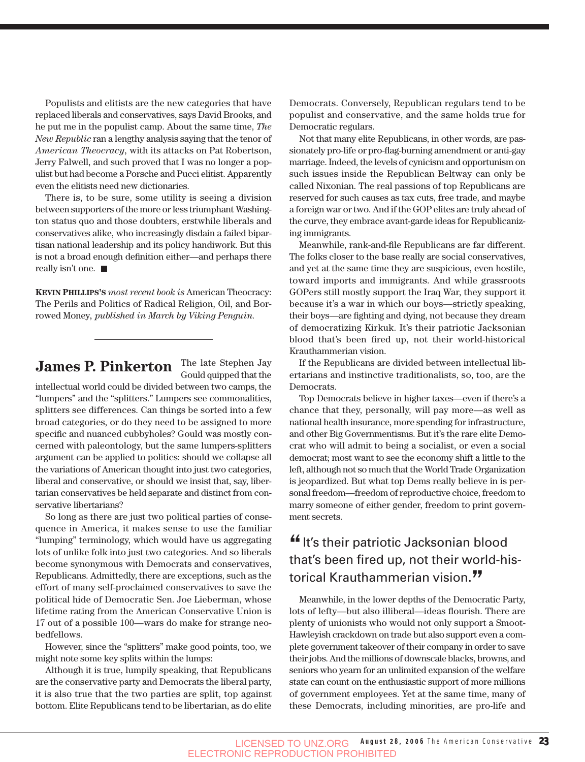Populists and elitists are the new categories that have replaced liberals and conservatives, says David Brooks, and he put me in the populist camp. About the same time, *The New Republic* ran a lengthy analysis saying that the tenor of *American Theocracy*, with its attacks on Pat Robertson, Jerry Falwell, and such proved that I was no longer a populist but had become a Porsche and Pucci elitist. Apparently even the elitists need new dictionaries.

There is, to be sure, some utility is seeing a division between supporters of the more or less triumphant Washington status quo and those doubters, erstwhile liberals and conservatives alike, who increasingly disdain a failed bipartisan national leadership and its policy handiwork. But this is not a broad enough definition either—and perhaps there really isn't one. ■

**KEVIN PHILLIPS'S** *most recent book is* American Theocracy: The Perils and Politics of Radical Religion, Oil, and Borrowed Money, *published in March by Viking Penguin.*

---

## James P. Pinkerton

The late Stephen Jay Gould quipped that the intellectual world could be divided between two camps, the "lumpers" and the "splitters." Lumpers see commonalities, splitters see differences. Can things be sorted into a few broad categories, or do they need to be assigned to more specific and nuanced cubbyholes? Gould was mostly concerned with paleontology, but the same lumpers-splitters argument can be applied to politics: should we collapse all the variations of American thought into just two categories, liberal and conservative, or should we insist that, say, libertarian conservatives be held separate and distinct from conservative libertarians?

So long as there are just two political parties of consequence in America, it makes sense to use the familiar "lumping" terminology, which would have us aggregating lots of unlike folk into just two categories. And so liberals become synonymous with Democrats and conservatives, Republicans. Admittedly, there are exceptions, such as the effort of many self-proclaimed conservatives to save the political hide of Democratic Sen. Joe Lieberman, whose lifetime rating from the American Conservative Union is 17 out of a possible 100—wars do make for strange neo-bedfellows.

However, since the "splitters" make good points, too, we might note some key splits within the lumps:

Although it is true, lumpily speaking, that Republicans are the conservative party and Democrats the liberal party, it is also true that the two parties are split, top against bottom. Elite Republicans tend to be libertarian, as do elite Democrats. Conversely, Republican regulars tend to be populist and conservative, and the same holds true for Democratic regulars.

Not that many elite Republicans, in other words, are passionately pro-life or pro-flag-burning amendment or anti-gay marriage. Indeed, the levels of cynicism and opportunism on such issues inside the Republican Beltway can only be called Nixonian. The real passions of top Republicans are reserved for such causes as tax cuts, free trade, and maybe a foreign war or two. And if the GOP elites are truly ahead of the curve, they embrace avant-garde ideas for Republicanizing immigrants.

Meanwhile, rank-and-file Republicans are far different. The folks closer to the base really are social conservatives, and yet at the same time they are suspicious, even hostile, toward imports and immigrants. And while grassroots GOPers still mostly support the Iraq War, they support it because it's a war in which our boys—strictly speaking, their boys—are fighting and dying, not because they dream of democratizing Kirkuk. It's their patriotic Jacksonian blood that's been fired up, not their world-historical Krauthammerian vision.

If the Republicans are divided between intellectual libertarians and instinctive traditionalists, so, too, are the Democrats.

Top Democrats believe in higher taxes—even if there's a chance that they, personally, will pay more—as well as national health insurance, more spending for infrastructure, and other Big Governmentisms. But it's the rare elite Democrat who will admit to being a socialist, or even a social democrat; most want to see the economy shift a little to the left, although not so much that the World Trade Organization is jeopardized. But what top Dems really believe in is personal freedom—freedom of reproductive choice, freedom to marry someone of either gender, freedom to print government secrets.

> "It's their patriotic Jacksonian blood that's been fired up, not their world-historical Krauthammerian vision."

Meanwhile, in the lower depths of the Democratic Party, lots of lefty—but also illiberal—ideas flourish. There are plenty of unionists who would not only support a Smoot-Hawleyish crackdown on trade but also support even a complete government takeover of their company in order to save their jobs. And the millions of downscale blacks, browns, and seniors who yearn for an unlimited expansion of the welfare state can count on the enthusiastic support of more millions of government employees. Yet at the same time, many of these Democrats, including minorities, are pro-life and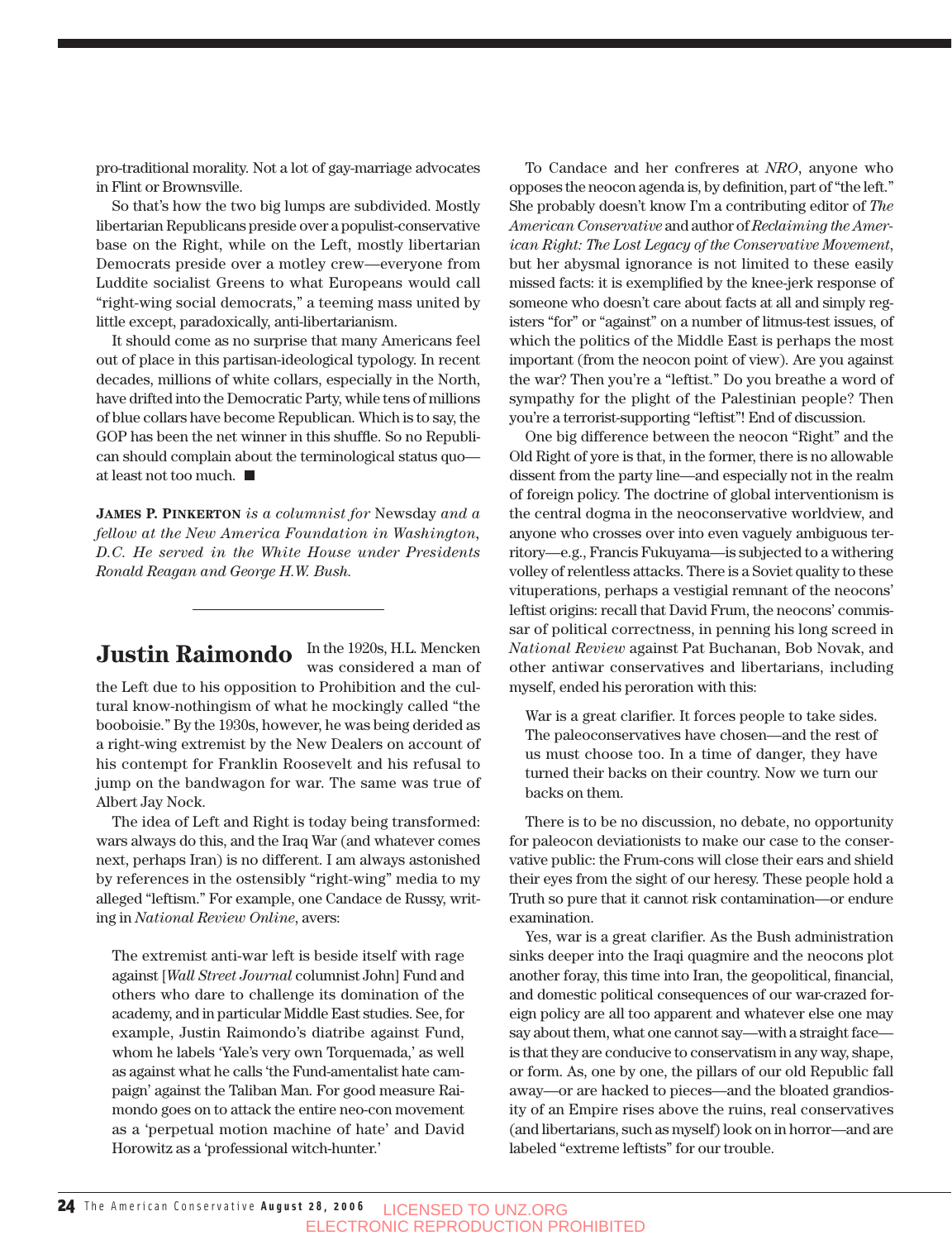pro-traditional morality. Not a lot of gay-marriage advocates in Flint or Brownsville.

So that's how the two big lumps are subdivided. Mostly libertarian Republicans preside over a populist-conservative base on the Right, while on the Left, mostly libertarian Democrats preside over a motley crew—everyone from Luddite socialist Greens to what Europeans would call "right-wing social democrats," a teeming mass united by little except, paradoxically, anti-libertarianism.

It should come as no surprise that many Americans feel out of place in this partisan-ideological typology. In recent decades, millions of white collars, especially in the North, have drifted into the Democratic Party, while tens of millions of blue collars have become Republican. Which is to say, the GOP has been the net winner in this shuffle. So no Republican should complain about the terminological status quo—at least not too much. ■

**JAMES P. PINKERTON** *is a columnist for* Newsday *and a fellow at the New America Foundation in Washington, D.C. He served in the White House under Presidents Ronald Reagan and George H.W. Bush.*

---

## Justin Raimondo

In the 1920s, H.L. Mencken was considered a man of the Left due to his opposition to Prohibition and the cultural know-nothingism of what he mockingly called "the booboisie." By the 1930s, however, he was being derided as a right-wing extremist by the New Dealers on account of his contempt for Franklin Roosevelt and his refusal to jump on the bandwagon for war. The same was true of Albert Jay Nock.

The idea of Left and Right is today being transformed: wars always do this, and the Iraq War (and whatever comes next, perhaps Iran) is no different. I am always astonished by references in the ostensibly "right-wing" media to my alleged "leftism." For example, one Candace de Russy, writing in *National Review Online*, avers:

> The extremist anti-war left is beside itself with rage against [*Wall Street Journal* columnist John] Fund and others who dare to challenge its domination of the academy, and in particular Middle East studies. See, for example, Justin Raimondo's diatribe against Fund, whom he labels 'Yale's very own Torquemada,' as well as against what he calls 'the Fund-amentalist hate campaign' against the Taliban Man. For good measure Raimondo goes on to attack the entire neo-con movement as a 'perpetual motion machine of hate' and David Horowitz as a 'professional witch-hunter.'

To Candace and her confreres at *NRO*, anyone who opposes the neocon agenda is, by definition, part of "the left." She probably doesn't know I'm a contributing editor of *The American Conservative* and author of *Reclaiming the American Right: The Lost Legacy of the Conservative Movement*, but her abysmal ignorance is not limited to these easily missed facts: it is exemplified by the knee-jerk response of someone who doesn't care about facts at all and simply registers "for" or "against" on a number of litmus-test issues, of which the politics of the Middle East is perhaps the most important (from the neocon point of view). Are you against the war? Then you're a "leftist." Do you breathe a word of sympathy for the plight of the Palestinian people? Then you're a terrorist-supporting "leftist"! End of discussion.

One big difference between the neocon "Right" and the Old Right of yore is that, in the former, there is no allowable dissent from the party line—and especially not in the realm of foreign policy. The doctrine of global interventionism is the central dogma in the neoconservative worldview, and anyone who crosses over into even vaguely ambiguous territory—e.g., Francis Fukuyama—is subjected to a withering volley of relentless attacks. There is a Soviet quality to these vituperations, perhaps a vestigial remnant of the neocons' leftist origins: recall that David Frum, the neocons' commissar of political correctness, in penning his long screed in *National Review* against Pat Buchanan, Bob Novak, and other antiwar conservatives and libertarians, including myself, ended his peroration with this:

> War is a great clarifier. It forces people to take sides. The paleoconservatives have chosen—and the rest of us must choose too. In a time of danger, they have turned their backs on their country. Now we turn our backs on them.

There is to be no discussion, no debate, no opportunity for paleocon deviationists to make our case to the conservative public: the Frum-cons will close their ears and shield their eyes from the sight of our heresy. These people hold a Truth so pure that it cannot risk contamination—or endure examination.

Yes, war is a great clarifier. As the Bush administration sinks deeper into the Iraqi quagmire and the neocons plot another foray, this time into Iran, the geopolitical, financial, and domestic political consequences of our war-crazed foreign policy are all too apparent and whatever else one may say about them, what one cannot say—with a straight face—is that they are conducive to conservatism in any way, shape, or form. As, one by one, the pillars of our old Republic fall away—or are hacked to pieces—and the bloated grandiosity of an Empire rises above the ruins, real conservatives (and libertarians, such as myself) look on in horror—and are labeled "extreme leftists" for our trouble.